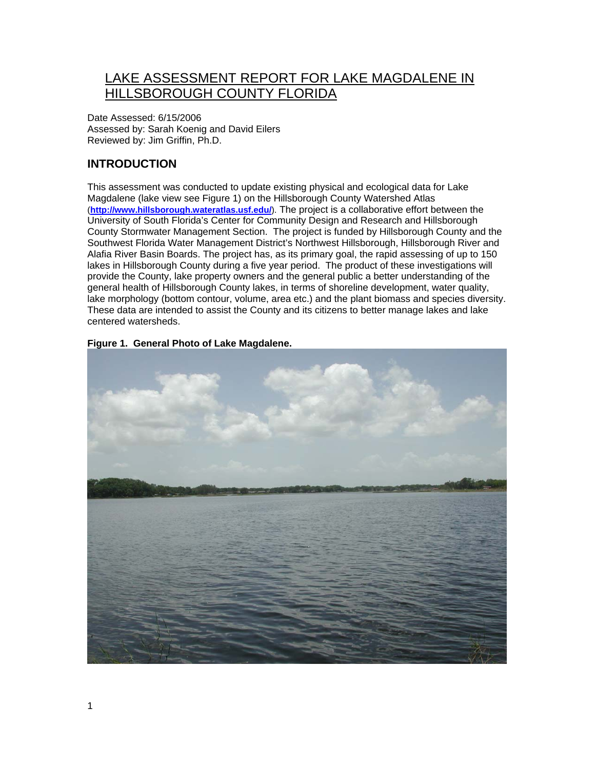# LAKE ASSESSMENT REPORT FOR LAKE MAGDALENE IN HILLSBOROUGH COUNTY FLORIDA

Date Assessed: 6/15/2006
Assessed by: Sarah Koenig and David Eilers
Reviewed by: Jim Griffin, Ph.D.

## INTRODUCTION

This assessment was conducted to update existing physical and ecological data for Lake Magdalene (lake view see Figure 1) on the Hillsborough County Watershed Atlas (**http://www.hillsborough.wateratlas.usf.edu/**). The project is a collaborative effort between the University of South Florida's Center for Community Design and Research and Hillsborough County Stormwater Management Section. The project is funded by Hillsborough County and the Southwest Florida Water Management District's Northwest Hillsborough, Hillsborough River and Alafia River Basin Boards. The project has, as its primary goal, the rapid assessing of up to 150 lakes in Hillsborough County during a five year period. The product of these investigations will provide the County, lake property owners and the general public a better understanding of the general health of Hillsborough County lakes, in terms of shoreline development, water quality, lake morphology (bottom contour, volume, area etc.) and the plant biomass and species diversity. These data are intended to assist the County and its citizens to better manage lakes and lake centered watersheds.

**Figure 1. General Photo of Lake Magdalene.**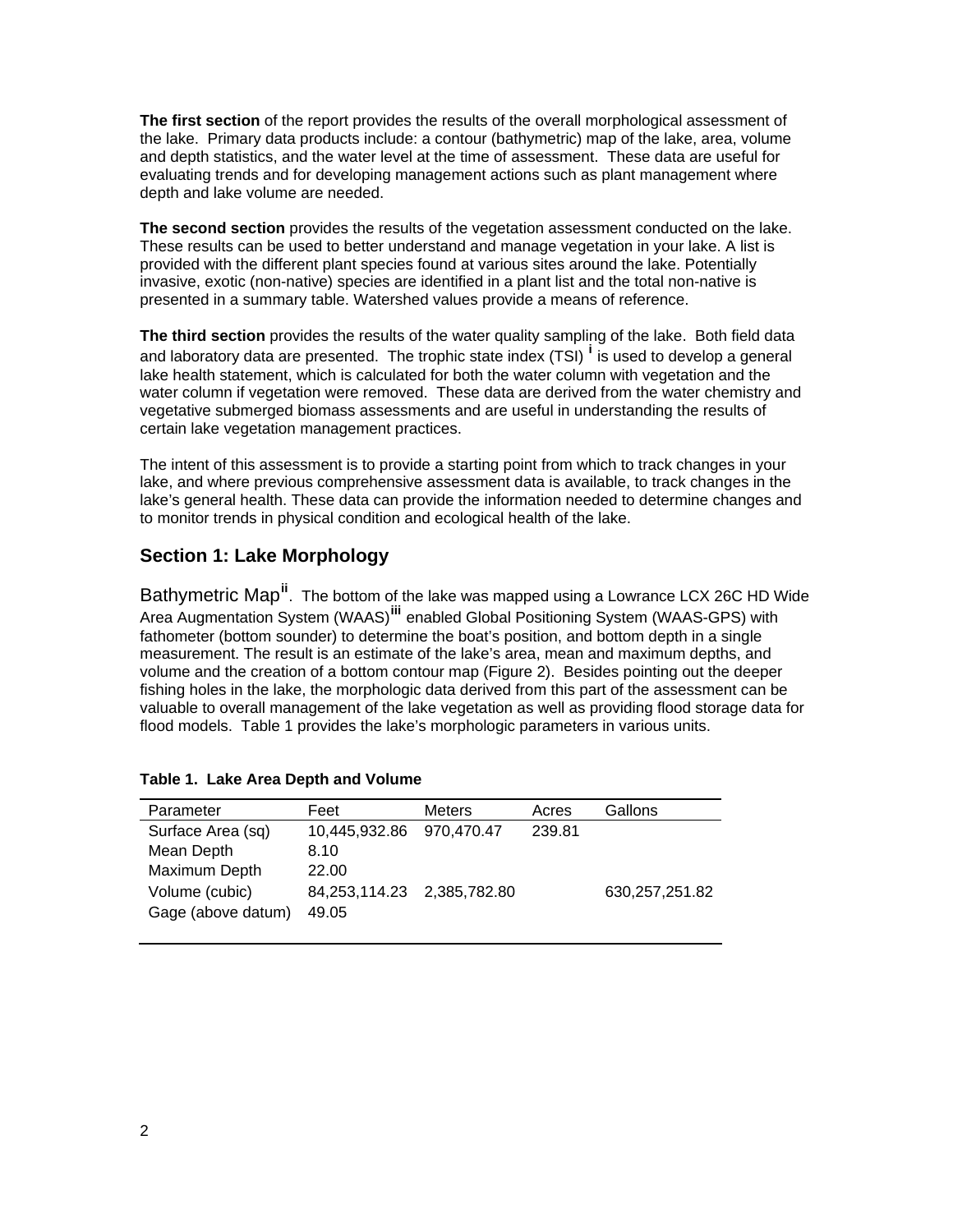**The first section** of the report provides the results of the overall morphological assessment of the lake. Primary data products include: a contour (bathymetric) map of the lake, area, volume and depth statistics, and the water level at the time of assessment. These data are useful for evaluating trends and for developing management actions such as plant management where depth and lake volume are needed.

**The second section** provides the results of the vegetation assessment conducted on the lake. These results can be used to better understand and manage vegetation in your lake. A list is provided with the different plant species found at various sites around the lake. Potentially invasive, exotic (non-native) species are identified in a plant list and the total non-native is presented in a summary table. Watershed values provide a means of reference.

**The third section** provides the results of the water quality sampling of the lake. Both field data and laboratory data are presented. The trophic state index (TSI) [i] is used to develop a general lake health statement, which is calculated for both the water column with vegetation and the water column if vegetation were removed. These data are derived from the water chemistry and vegetative submerged biomass assessments and are useful in understanding the results of certain lake vegetation management practices.

The intent of this assessment is to provide a starting point from which to track changes in your lake, and where previous comprehensive assessment data is available, to track changes in the lake's general health. These data can provide the information needed to determine changes and to monitor trends in physical condition and ecological health of the lake.

## Section 1: Lake Morphology

Bathymetric Map[ii]. The bottom of the lake was mapped using a Lowrance LCX 26C HD Wide Area Augmentation System (WAAS)[iii] enabled Global Positioning System (WAAS-GPS) with fathometer (bottom sounder) to determine the boat's position, and bottom depth in a single measurement. The result is an estimate of the lake's area, mean and maximum depths, and volume and the creation of a bottom contour map (Figure 2). Besides pointing out the deeper fishing holes in the lake, the morphologic data derived from this part of the assessment can be valuable to overall management of the lake vegetation as well as providing flood storage data for flood models. Table 1 provides the lake's morphologic parameters in various units.

**Table 1. Lake Area Depth and Volume**

| Parameter | Feet | Meters | Acres | Gallons |
|---|---|---|---|---|
| Surface Area (sq) | 10,445,932.86 | 970,470.47 | 239.81 | |
| Mean Depth | 8.10 | | | |
| Maximum Depth | 22.00 | | | |
| Volume (cubic) | 84,253,114.23 | 2,385,782.80 | | 630,257,251.82 |
| Gage (above datum) | 49.05 | | | |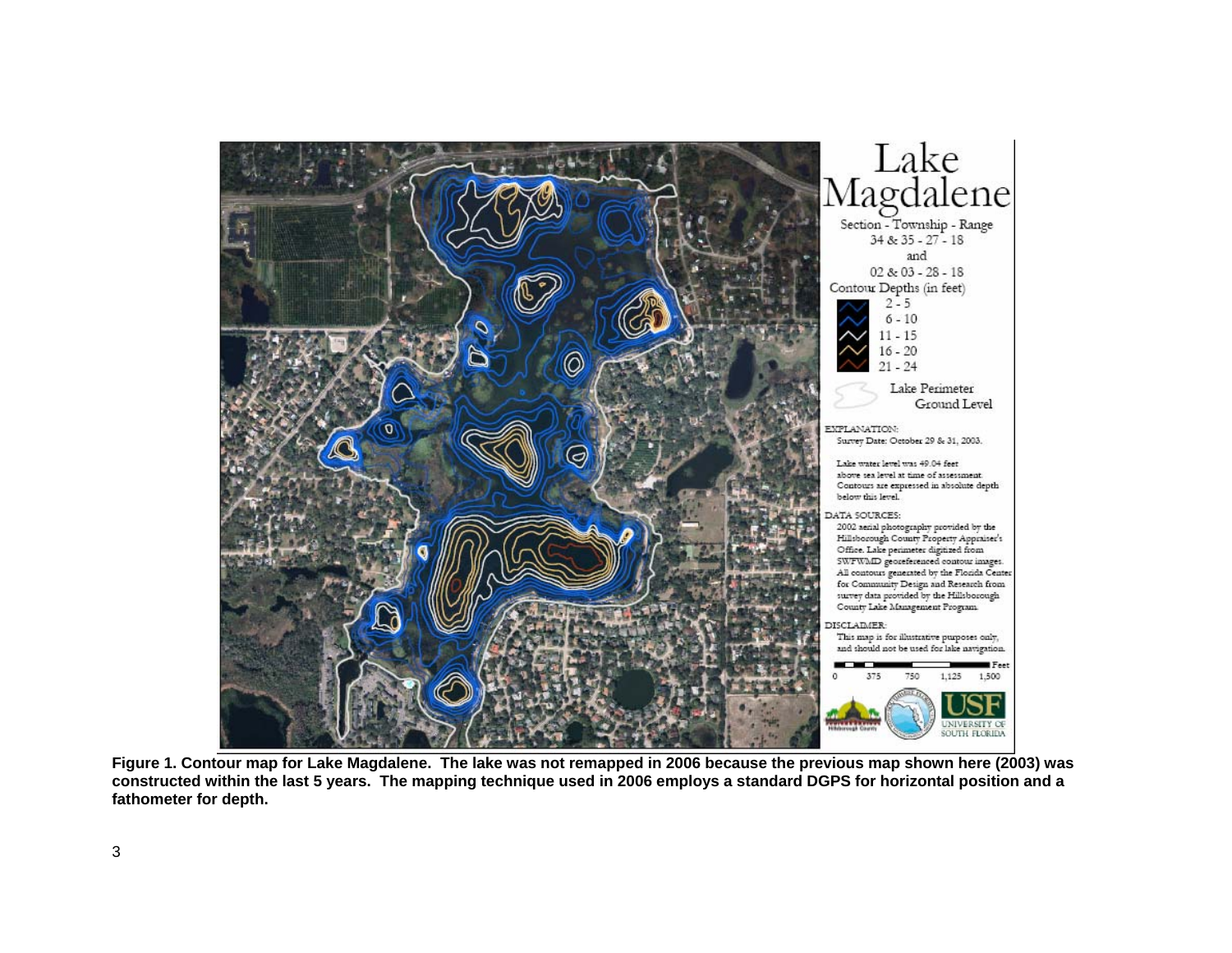# Lake Magdalene

Section - Township - Range
34 & 35 - 27 - 18
and
02 & 03 - 28 - 18

Contour Depths (in feet)

- 2 - 5
- 6 - 10
- 11 - 15
- 16 - 20
- 21 - 24

Lake Perimeter Ground Level

EXPLANATION:
Survey Date: October 29 & 31, 2003.

Lake water level was 49.04 feet above sea level at time of assessment. Contours are expressed in absolute depth below this level.

DATA SOURCES:
2002 aerial photography provided by the Hillsborough County Property Appraiser's Office. Lake perimeter digitized from SWFWMD georeferenced contour images. All contours generated by the Florida Center for Community Design and Research from survey data provided by the Hillsborough County Lake Management Program.

DISCLAIMER:
This map is for illustrative purposes only, and should not be used for lake navigation.

Feet: 0, 375, 750, 1,125, 1,500

USF UNIVERSITY OF SOUTH FLORIDA

**Figure 1. Contour map for Lake Magdalene. The lake was not remapped in 2006 because the previous map shown here (2003) was constructed within the last 5 years. The mapping technique used in 2006 employs a standard DGPS for horizontal position and a fathometer for depth.**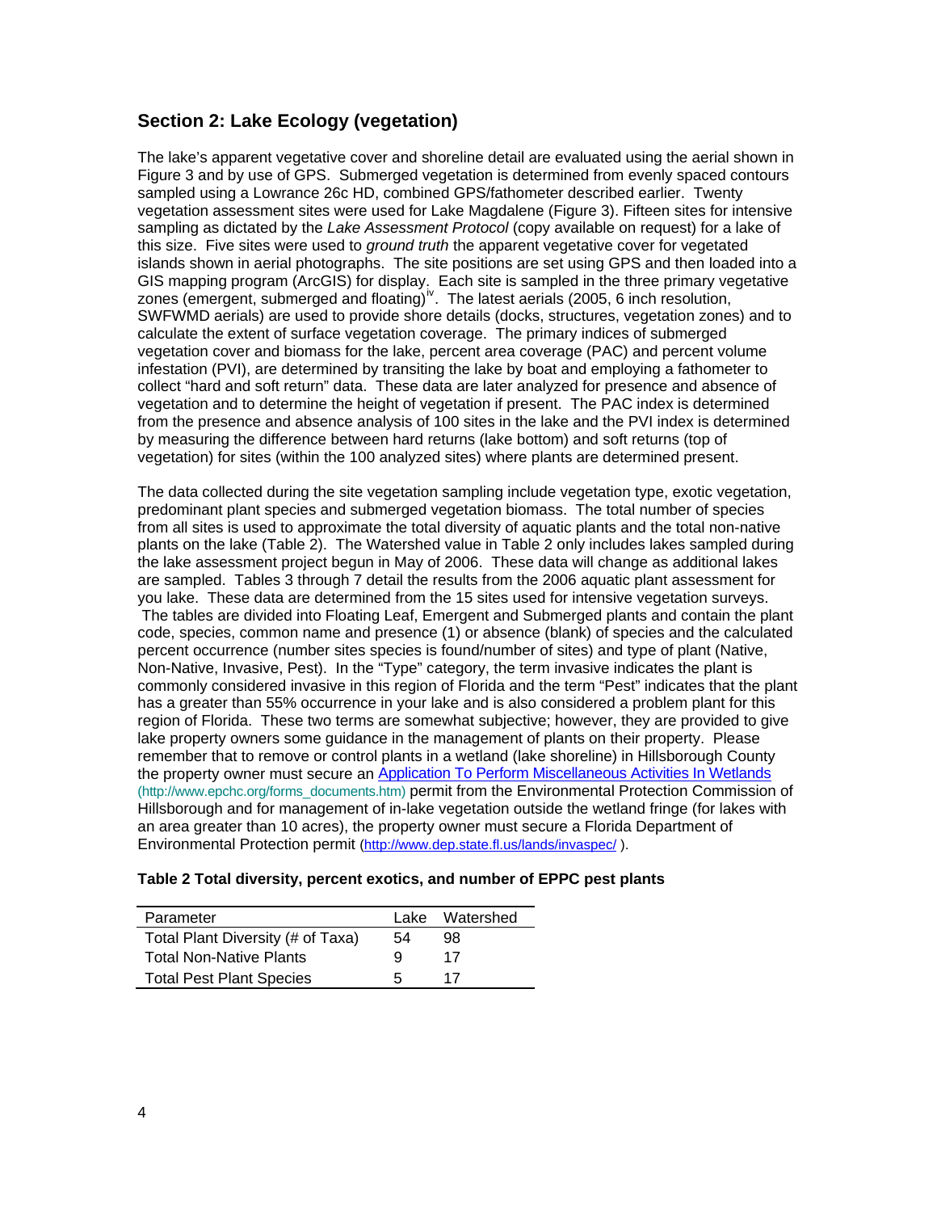## Section 2: Lake Ecology (vegetation)

The lake's apparent vegetative cover and shoreline detail are evaluated using the aerial shown in Figure 3 and by use of GPS. Submerged vegetation is determined from evenly spaced contours sampled using a Lowrance 26c HD, combined GPS/fathometer described earlier. Twenty vegetation assessment sites were used for Lake Magdalene (Figure 3). Fifteen sites for intensive sampling as dictated by the *Lake Assessment Protocol* (copy available on request) for a lake of this size. Five sites were used to *ground truth* the apparent vegetative cover for vegetated islands shown in aerial photographs. The site positions are set using GPS and then loaded into a GIS mapping program (ArcGIS) for display. Each site is sampled in the three primary vegetative zones (emergent, submerged and floating)[iv]. The latest aerials (2005, 6 inch resolution, SWFWMD aerials) are used to provide shore details (docks, structures, vegetation zones) and to calculate the extent of surface vegetation coverage. The primary indices of submerged vegetation cover and biomass for the lake, percent area coverage (PAC) and percent volume infestation (PVI), are determined by transiting the lake by boat and employing a fathometer to collect "hard and soft return" data. These data are later analyzed for presence and absence of vegetation and to determine the height of vegetation if present. The PAC index is determined from the presence and absence analysis of 100 sites in the lake and the PVI index is determined by measuring the difference between hard returns (lake bottom) and soft returns (top of vegetation) for sites (within the 100 analyzed sites) where plants are determined present.

The data collected during the site vegetation sampling include vegetation type, exotic vegetation, predominant plant species and submerged vegetation biomass. The total number of species from all sites is used to approximate the total diversity of aquatic plants and the total non-native plants on the lake (Table 2). The Watershed value in Table 2 only includes lakes sampled during the lake assessment project begun in May of 2006. These data will change as additional lakes are sampled. Tables 3 through 7 detail the results from the 2006 aquatic plant assessment for you lake. These data are determined from the 15 sites used for intensive vegetation surveys. The tables are divided into Floating Leaf, Emergent and Submerged plants and contain the plant code, species, common name and presence (1) or absence (blank) of species and the calculated percent occurrence (number sites species is found/number of sites) and type of plant (Native, Non-Native, Invasive, Pest). In the "Type" category, the term invasive indicates the plant is commonly considered invasive in this region of Florida and the term "Pest" indicates that the plant has a greater than 55% occurrence in your lake and is also considered a problem plant for this region of Florida. These two terms are somewhat subjective; however, they are provided to give lake property owners some guidance in the management of plants on their property. Please remember that to remove or control plants in a wetland (lake shoreline) in Hillsborough County the property owner must secure an [Application To Perform Miscellaneous Activities In Wetlands](http://www.epchc.org/forms_documents.htm) (http://www.epchc.org/forms_documents.htm) permit from the Environmental Protection Commission of Hillsborough and for management of in-lake vegetation outside the wetland fringe (for lakes with an area greater than 10 acres), the property owner must secure a Florida Department of Environmental Protection permit (http://www.dep.state.fl.us/lands/invaspec/).

**Table 2 Total diversity, percent exotics, and number of EPPC pest plants**

| Parameter | Lake | Watershed |
|---|---|---|
| Total Plant Diversity (# of Taxa) | 54 | 98 |
| Total Non-Native Plants | 9 | 17 |
| Total Pest Plant Species | 5 | 17 |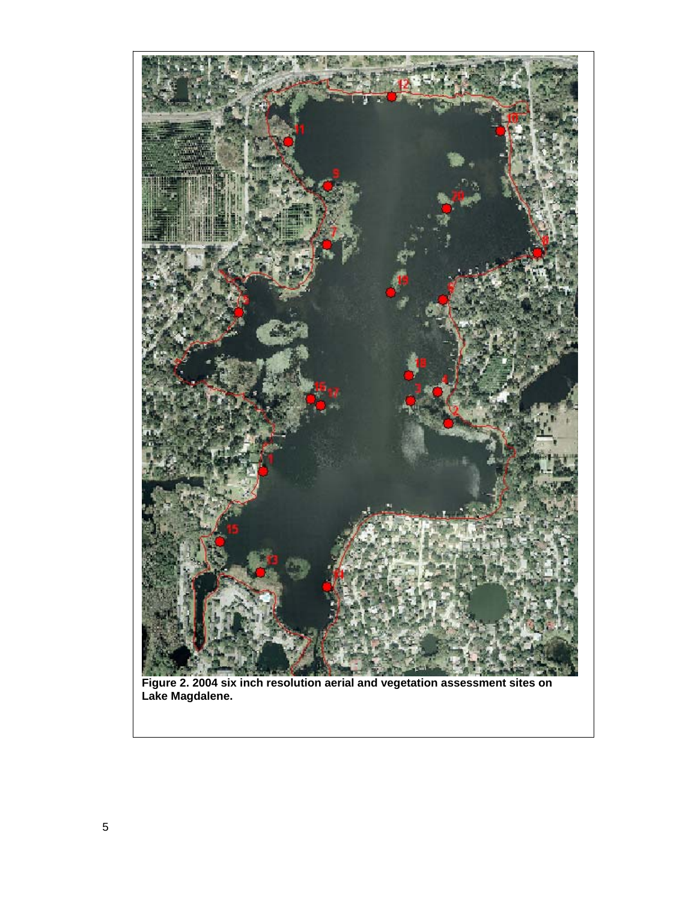**Figure 2. 2004 six inch resolution aerial and vegetation assessment sites on Lake Magdalene.**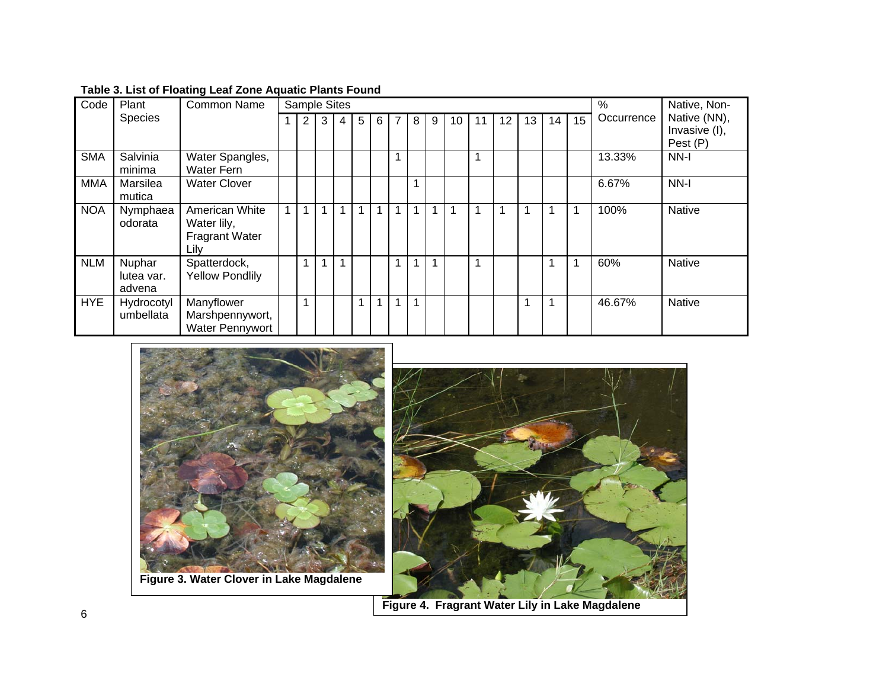**Table 3. List of Floating Leaf Zone Aquatic Plants Found**

| Code | Plant Species | Common Name | Sample Sites | | | | | | | | | | | | | | | % Occurrence | Native, Non-Native (NN), Invasive (I), Pest (P) |
|---|---|---|---|---|---|---|---|---|---|---|---|---|---|---|---|---|---|---|---|
| | | | 1 | 2 | 3 | 4 | 5 | 6 | 7 | 8 | 9 | 10 | 11 | 12 | 13 | 14 | 15 | | |
| SMA | Salvinia minima | Water Spangles, Water Fern | | | | | | | 1 | | | | 1 | | | | | 13.33% | NN-I |
| MMA | Marsilea mutica | Water Clover | | | | | | | | 1 | | | | | | | | 6.67% | NN-I |
| NOA | Nymphaea odorata | American White Water lily, Fragrant Water Lily | 1 | 1 | 1 | 1 | 1 | 1 | 1 | 1 | 1 | 1 | 1 | 1 | 1 | 1 | 1 | 100% | Native |
| NLM | Nuphar lutea var. advena | Spatterdock, Yellow Pondlily | | 1 | 1 | 1 | | | 1 | 1 | 1 | | 1 | | | 1 | 1 | 60% | Native |
| HYE | Hydrocotyl umbellata | Manyflower Marshpennywort, Water Pennywort | | 1 | | | 1 | 1 | 1 | 1 | | | | | 1 | 1 | | 46.67% | Native |

**Figure 3. Water Clover in Lake Magdalene**

**Figure 4. Fragrant Water Lily in Lake Magdalene**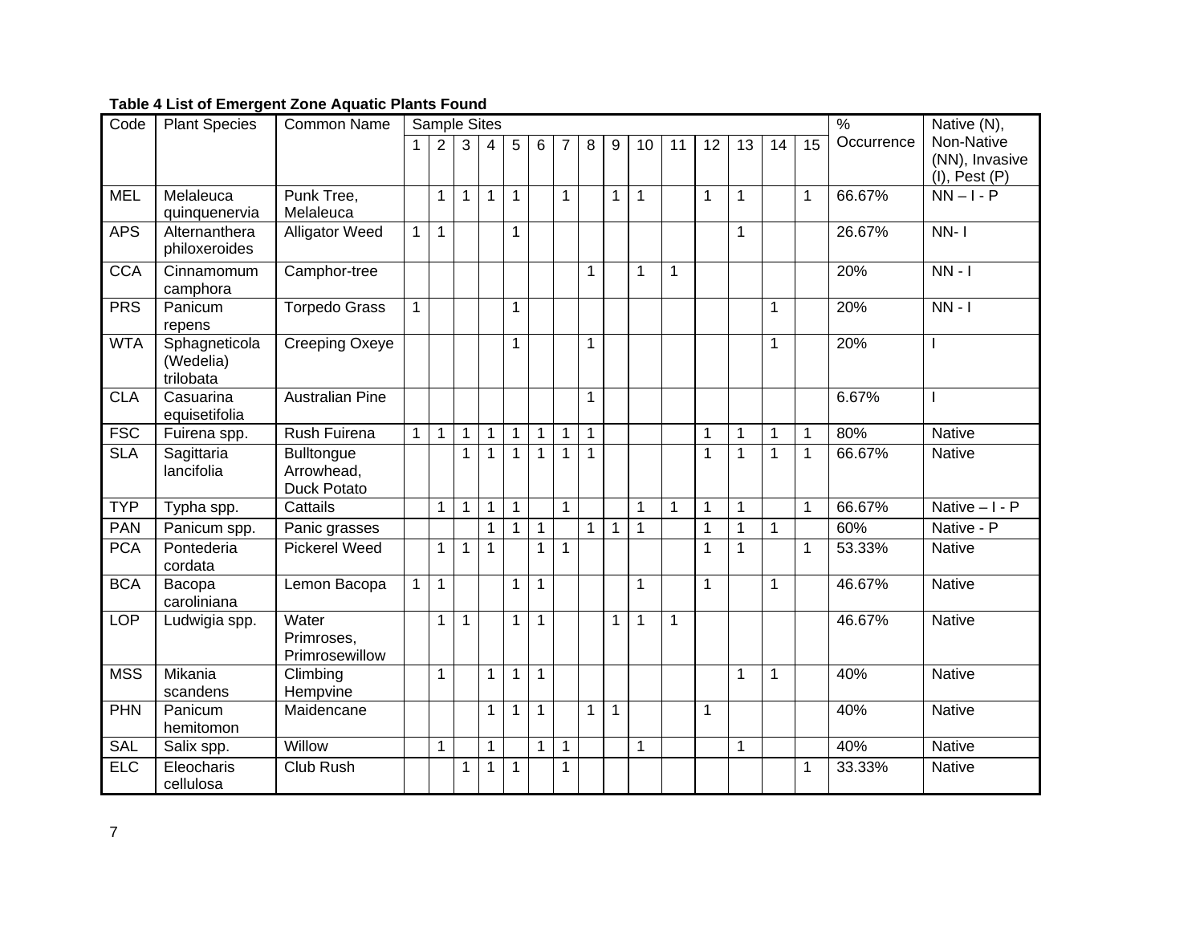**Table 4 List of Emergent Zone Aquatic Plants Found**

| Code | Plant Species | Common Name | Sample Sites | | | | | | | | | | | | | | | % Occurrence | Native (N), Non-Native (NN), Invasive (I), Pest (P) |
|---|---|---|---|---|---|---|---|---|---|---|---|---|---|---|---|---|---|---|---|
| | | | 1 | 2 | 3 | 4 | 5 | 6 | 7 | 8 | 9 | 10 | 11 | 12 | 13 | 14 | 15 | | |
| MEL | Melaleuca quinquenervia | Punk Tree, Melaleuca | | 1 | 1 | 1 | 1 | | 1 | | 1 | 1 | | 1 | 1 | | 1 | 66.67% | NN – I - P |
| APS | Alternanthera philoxeroides | Alligator Weed | 1 | 1 | | | 1 | | | | | | | | 1 | | | 26.67% | NN- I |
| CCA | Cinnamomum camphora | Camphor-tree | | | | | | | | 1 | | 1 | 1 | | | | | 20% | NN - I |
| PRS | Panicum repens | Torpedo Grass | 1 | | | | 1 | | | | | | | | | 1 | | 20% | NN - I |
| WTA | Sphagneticola (Wedelia) trilobata | Creeping Oxeye | | | | | 1 | | | 1 | | | | | | 1 | | 20% | I |
| CLA | Casuarina equisetifolia | Australian Pine | | | | | | | | 1 | | | | | | | | 6.67% | I |
| FSC | Fuirena spp. | Rush Fuirena | 1 | 1 | 1 | 1 | 1 | 1 | 1 | 1 | | | | 1 | 1 | 1 | 1 | 80% | Native |
| SLA | Sagittaria lancifolia | Bulltongue Arrowhead, Duck Potato | | | 1 | 1 | 1 | 1 | 1 | 1 | | | | 1 | 1 | 1 | 1 | 66.67% | Native |
| TYP | Typha spp. | Cattails | | 1 | 1 | 1 | 1 | | 1 | | | 1 | 1 | 1 | 1 | | 1 | 66.67% | Native – I - P |
| PAN | Panicum spp. | Panic grasses | | | | 1 | 1 | 1 | | 1 | 1 | 1 | | 1 | 1 | 1 | | 60% | Native - P |
| PCA | Pontederia cordata | Pickerel Weed | | 1 | 1 | 1 | | 1 | 1 | | | | | 1 | 1 | | 1 | 53.33% | Native |
| BCA | Bacopa caroliniana | Lemon Bacopa | 1 | 1 | | | 1 | 1 | | | | 1 | | 1 | | 1 | | 46.67% | Native |
| LOP | Ludwigia spp. | Water Primroses, Primrosewillow | | 1 | 1 | | 1 | 1 | | | 1 | 1 | 1 | | | | | 46.67% | Native |
| MSS | Mikania scandens | Climbing Hempvine | | 1 | | 1 | 1 | 1 | | | | | | | 1 | 1 | | 40% | Native |
| PHN | Panicum hemitomon | Maidencane | | | | 1 | 1 | 1 | | 1 | 1 | | | 1 | | | | 40% | Native |
| SAL | Salix spp. | Willow | | 1 | | 1 | | 1 | 1 | | | 1 | | | 1 | | | 40% | Native |
| ELC | Eleocharis cellulosa | Club Rush | | | 1 | 1 | 1 | | 1 | | | | | | | | 1 | 33.33% | Native |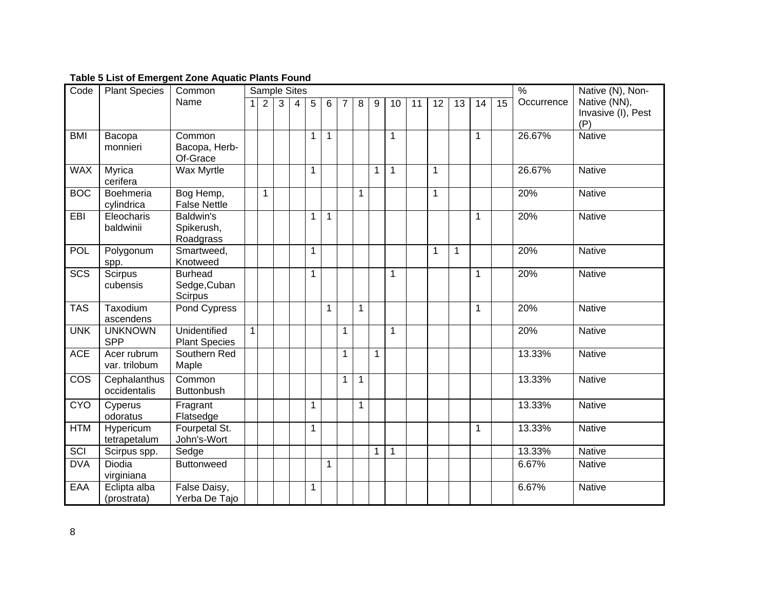**Table 5 List of Emergent Zone Aquatic Plants Found**

| Code | Plant Species | Common Name | Sample Sites | | | | | | | | | | | | | | | % Occurrence | Native (N), Non-Native (NN), Invasive (I), Pest (P) |
|---|---|---|---|---|---|---|---|---|---|---|---|---|---|---|---|---|---|---|---|
| | | | 1 | 2 | 3 | 4 | 5 | 6 | 7 | 8 | 9 | 10 | 11 | 12 | 13 | 14 | 15 | | |
| BMI | Bacopa monnieri | Common Bacopa, Herb-Of-Grace | | | | | 1 | 1 | | | | 1 | | | | 1 | | 26.67% | Native |
| WAX | Myrica cerifera | Wax Myrtle | | | | | 1 | | | | 1 | 1 | | 1 | | | | 26.67% | Native |
| BOC | Boehmeria cylindrica | Bog Hemp, False Nettle | | 1 | | | | | | 1 | | | | 1 | | | | 20% | Native |
| EBI | Eleocharis baldwinii | Baldwin's Spikerush, Roadgrass | | | | | 1 | 1 | | | | | | | | 1 | | 20% | Native |
| POL | Polygonum spp. | Smartweed, Knotweed | | | | | 1 | | | | | | | 1 | 1 | | | 20% | Native |
| SCS | Scirpus cubensis | Burhead Sedge,Cuban Scirpus | | | | | 1 | | | | | 1 | | | | 1 | | 20% | Native |
| TAS | Taxodium ascendens | Pond Cypress | | | | | | 1 | | 1 | | | | | | 1 | | 20% | Native |
| UNK | UNKNOWN SPP | Unidentified Plant Species | 1 | | | | | | 1 | | | 1 | | | | | | 20% | Native |
| ACE | Acer rubrum var. trilobum | Southern Red Maple | | | | | | | 1 | | 1 | | | | | | | 13.33% | Native |
| COS | Cephalanthus occidentalis | Common Buttonbush | | | | | | | 1 | 1 | | | | | | | | 13.33% | Native |
| CYO | Cyperus odoratus | Fragrant Flatsedge | | | | | 1 | | | 1 | | | | | | | | 13.33% | Native |
| HTM | Hypericum tetrapetalum | Fourpetal St. John's-Wort | | | | | 1 | | | | | | | | | 1 | | 13.33% | Native |
| SCI | Scirpus spp. | Sedge | | | | | | | | | 1 | 1 | | | | | | 13.33% | Native |
| DVA | Diodia virginiana | Buttonweed | | | | | | 1 | | | | | | | | | | 6.67% | Native |
| EAA | Eclipta alba (prostrata) | False Daisy, Yerba De Tajo | | | | | 1 | | | | | | | | | | | 6.67% | Native |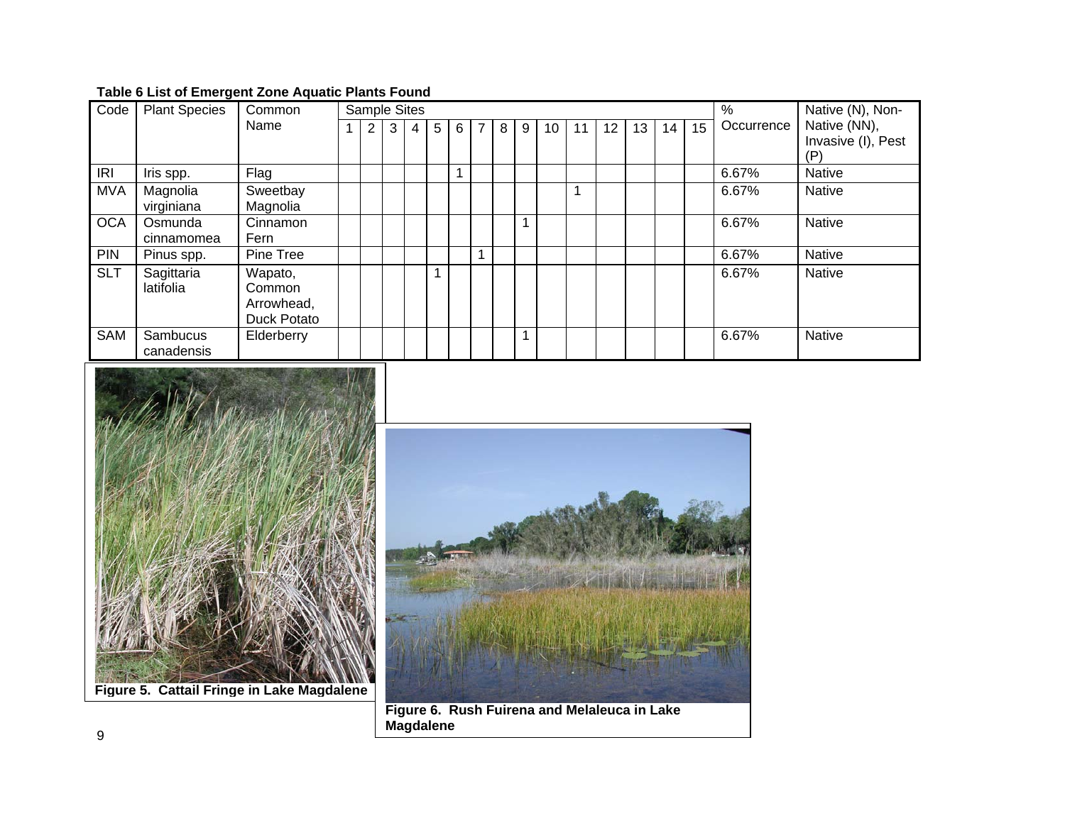**Table 6 List of Emergent Zone Aquatic Plants Found**

| Code | Plant Species | Common Name | Sample Sites | | | | | | | | | | | | | | | % Occurrence | Native (N), Non-Native (NN), Invasive (I), Pest (P) |
|---|---|---|---|---|---|---|---|---|---|---|---|---|---|---|---|---|---|---|---|
| | | | 1 | 2 | 3 | 4 | 5 | 6 | 7 | 8 | 9 | 10 | 11 | 12 | 13 | 14 | 15 | | |
| IRI | Iris spp. | Flag | | | | | | 1 | | | | | | | | | | 6.67% | Native |
| MVA | Magnolia virginiana | Sweetbay Magnolia | | | | | | | | | | | 1 | | | | | 6.67% | Native |
| OCA | Osmunda cinnamomea | Cinnamon Fern | | | | | | | | | 1 | | | | | | | 6.67% | Native |
| PIN | Pinus spp. | Pine Tree | | | | | | | 1 | | | | | | | | | 6.67% | Native |
| SLT | Sagittaria latifolia | Wapato, Common Arrowhead, Duck Potato | | | | | 1 | | | | | | | | | | | 6.67% | Native |
| SAM | Sambucus canadensis | Elderberry | | | | | | | | | 1 | | | | | | | 6.67% | Native |

**Figure 5. Cattail Fringe in Lake Magdalene**

**Figure 6. Rush Fuirena and Melaleuca in Lake Magdalene**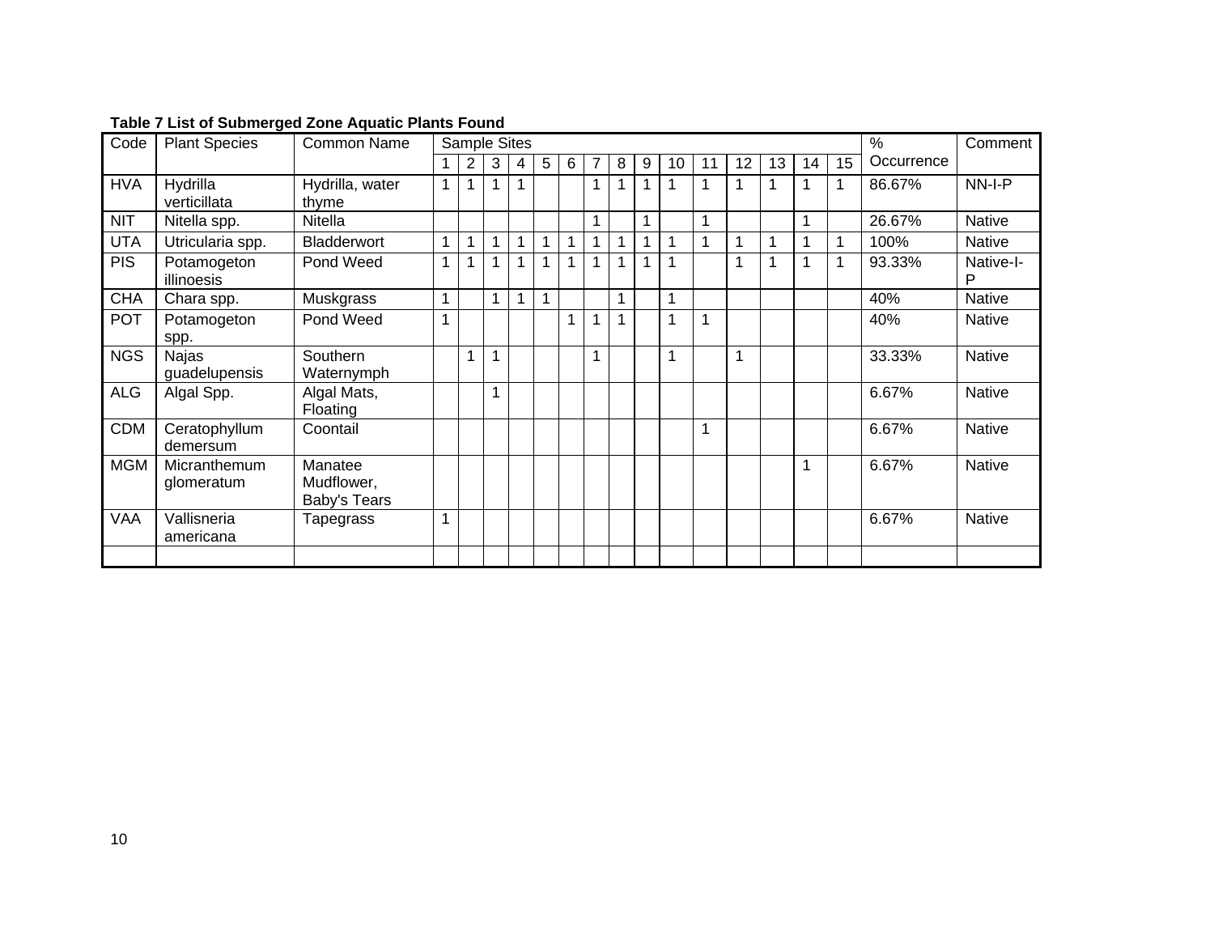**Table 7 List of Submerged Zone Aquatic Plants Found**

| Code | Plant Species | Common Name | Sample Sites | | | | | | | | | | | | | | | % Occurrence | Comment |
|---|---|---|---|---|---|---|---|---|---|---|---|---|---|---|---|---|---|---|---|
| | | | 1 | 2 | 3 | 4 | 5 | 6 | 7 | 8 | 9 | 10 | 11 | 12 | 13 | 14 | 15 | | |
| HVA | Hydrilla verticillata | Hydrilla, water thyme | 1 | 1 | 1 | 1 | | | 1 | 1 | 1 | 1 | 1 | 1 | 1 | 1 | 1 | 86.67% | NN-I-P |
| NIT | Nitella spp. | Nitella | | | | | | | 1 | | 1 | | 1 | | | 1 | | 26.67% | Native |
| UTA | Utricularia spp. | Bladderwort | 1 | 1 | 1 | 1 | 1 | 1 | 1 | 1 | 1 | 1 | 1 | 1 | 1 | 1 | 1 | 100% | Native |
| PIS | Potamogeton illinoesis | Pond Weed | 1 | 1 | 1 | 1 | 1 | 1 | 1 | 1 | 1 | 1 | | 1 | 1 | 1 | 1 | 93.33% | Native-I-P |
| CHA | Chara spp. | Muskgrass | 1 | | 1 | 1 | 1 | | | 1 | | 1 | | | | | | 40% | Native |
| POT | Potamogeton spp. | Pond Weed | 1 | | | | | 1 | 1 | 1 | | 1 | 1 | | | | | 40% | Native |
| NGS | Najas guadelupensis | Southern Waternymph | | 1 | 1 | | | | 1 | | | 1 | | 1 | | | | 33.33% | Native |
| ALG | Algal Spp. | Algal Mats, Floating | | | 1 | | | | | | | | | | | | | 6.67% | Native |
| CDM | Ceratophyllum demersum | Coontail | | | | | | | | | | | 1 | | | | | 6.67% | Native |
| MGM | Micranthemum glomeratum | Manatee Mudflower, Baby's Tears | | | | | | | | | | | | | | 1 | | 6.67% | Native |
| VAA | Vallisneria americana | Tapegrass | 1 | | | | | | | | | | | | | | | 6.67% | Native |
| | | | | | | | | | | | | | | | | | | | |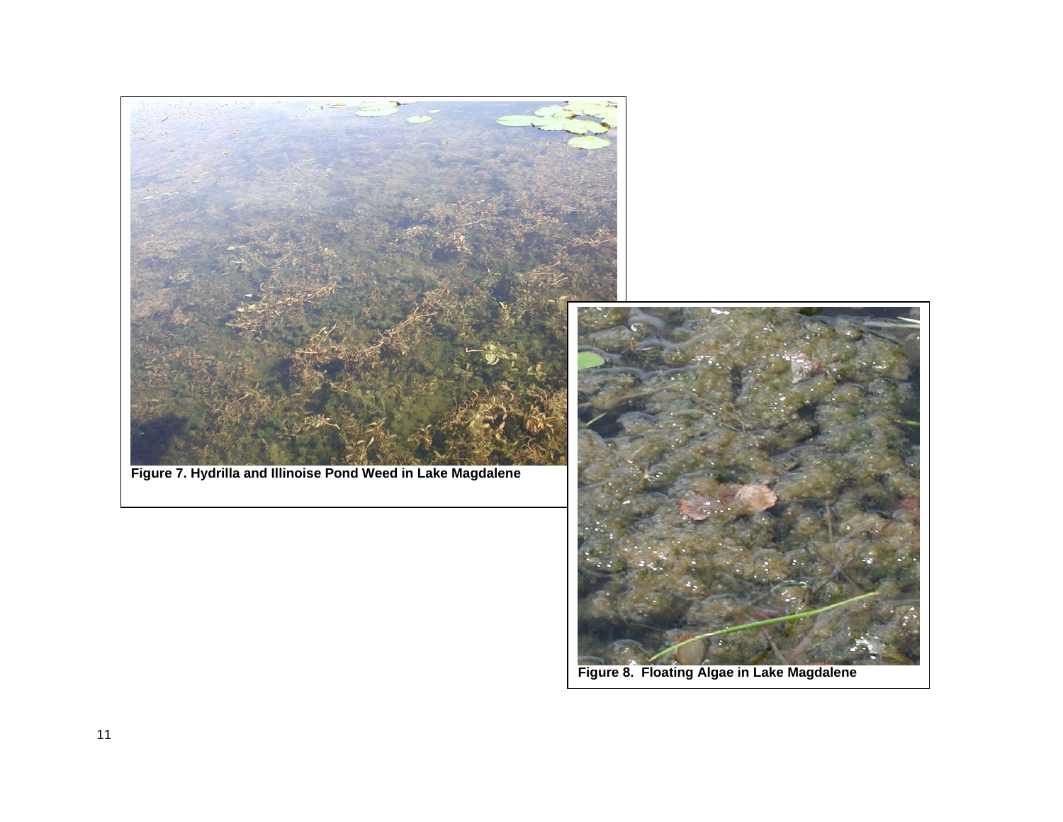Figure 7. Hydrilla and Illinoise Pond Weed in Lake Magdalene

Figure 8.  Floating Algae in Lake Magdalene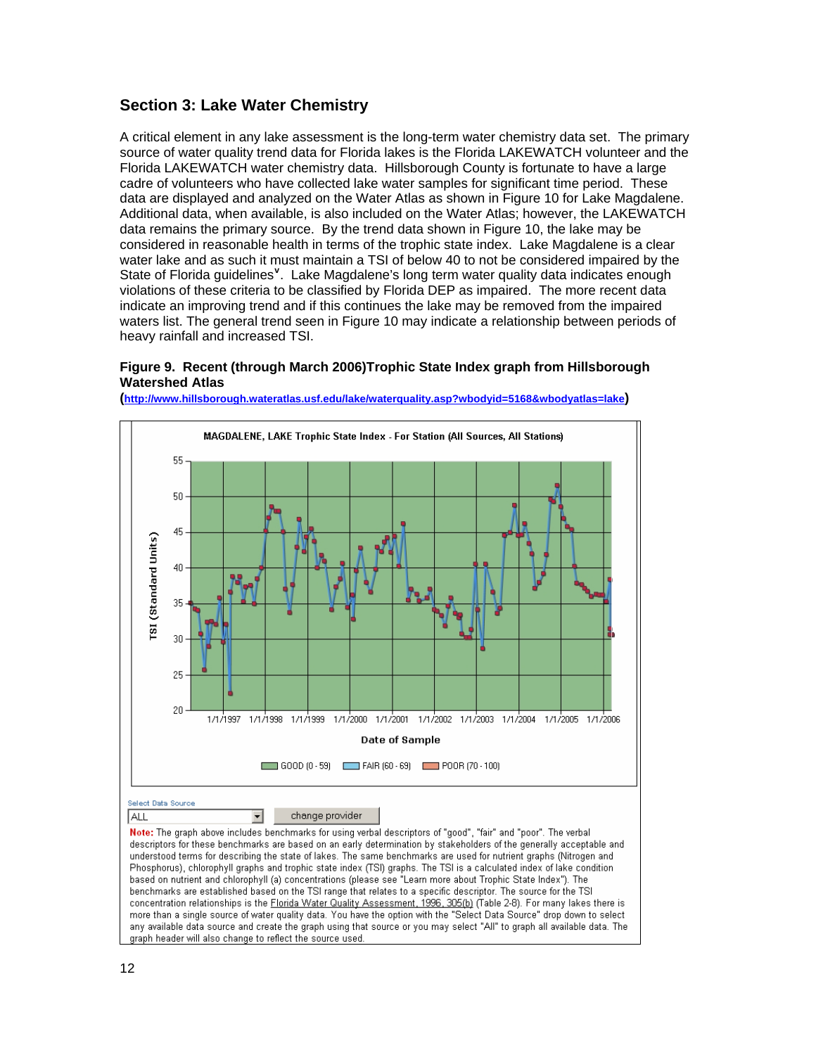## Section 3: Lake Water Chemistry

A critical element in any lake assessment is the long-term water chemistry data set. The primary source of water quality trend data for Florida lakes is the Florida LAKEWATCH volunteer and the Florida LAKEWATCH water chemistry data. Hillsborough County is fortunate to have a large cadre of volunteers who have collected lake water samples for significant time period. These data are displayed and analyzed on the Water Atlas as shown in Figure 10 for Lake Magdalene. Additional data, when available, is also included on the Water Atlas; however, the LAKEWATCH data remains the primary source. By the trend data shown in Figure 10, the lake may be considered in reasonable health in terms of the trophic state index. Lake Magdalene is a clear water lake and as such it must maintain a TSI of below 40 to not be considered impaired by the State of Florida guidelines[v]. Lake Magdalene's long term water quality data indicates enough violations of these criteria to be classified by Florida DEP as impaired. The more recent data indicate an improving trend and if this continues the lake may be removed from the impaired waters list. The general trend seen in Figure 10 may indicate a relationship between periods of heavy rainfall and increased TSI.

**Figure 9. Recent (through March 2006)Trophic State Index graph from Hillsborough Watershed Atlas**

**(**[http://www.hillsborough.wateratlas.usf.edu/lake/waterquality.asp?wbodyid=5168&wbodyatlas=lake](http://www.hillsborough.wateratlas.usf.edu/lake/waterquality.asp?wbodyid=5168&wbodyatlas=lake)**)**

MAGDALENE, LAKE Trophic State Index - For Station (All Sources, All Stations)

Select Data Source: ALL — change provider

**Note:** The graph above includes benchmarks for using verbal descriptors of "good", "fair" and "poor". The verbal descriptors for these benchmarks are based on an early determination by stakeholders of the generally acceptable and understood terms for describing the state of lakes. The same benchmarks are used for nutrient graphs (Nitrogen and Phosphorus), chlorophyll graphs and trophic state index (TSI) graphs. The TSI is a calculated index of lake condition based on nutrient and chlorophyll (a) concentrations (please see "Learn more about Trophic State Index"). The benchmarks are established based on the TSI range that relates to a specific descriptor. The source for the TSI concentration relationships is the Florida Water Quality Assessment, 1996, 305(b) (Table 2-8). For many lakes there is more than a single source of water quality data. You have the option with the "Select Data Source" drop down to select any available data source and create the graph using that source or you may select "All" to graph all available data. The graph header will also change to reflect the source used.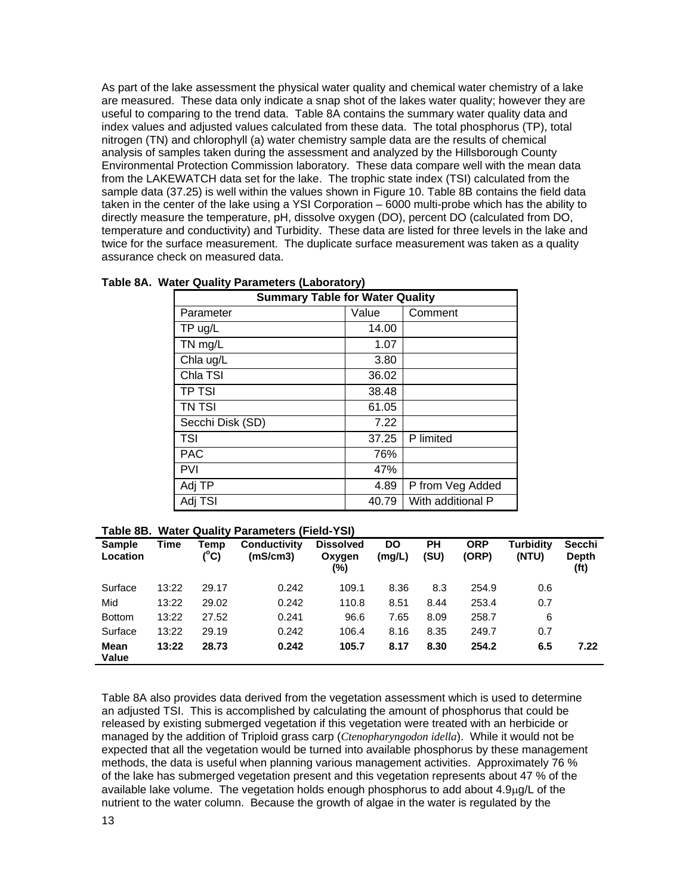As part of the lake assessment the physical water quality and chemical water chemistry of a lake are measured. These data only indicate a snap shot of the lakes water quality; however they are useful to comparing to the trend data. Table 8A contains the summary water quality data and index values and adjusted values calculated from these data. The total phosphorus (TP), total nitrogen (TN) and chlorophyll (a) water chemistry sample data are the results of chemical analysis of samples taken during the assessment and analyzed by the Hillsborough County Environmental Protection Commission laboratory. These data compare well with the mean data from the LAKEWATCH data set for the lake. The trophic state index (TSI) calculated from the sample data (37.25) is well within the values shown in Figure 10. Table 8B contains the field data taken in the center of the lake using a YSI Corporation – 6000 multi-probe which has the ability to directly measure the temperature, pH, dissolve oxygen (DO), percent DO (calculated from DO, temperature and conductivity) and Turbidity. These data are listed for three levels in the lake and twice for the surface measurement. The duplicate surface measurement was taken as a quality assurance check on measured data.

**Table 8A. Water Quality Parameters (Laboratory)**

| **Summary Table for Water Quality** | | |
|---|---|---|
| Parameter | Value | Comment |
| TP ug/L | 14.00 | |
| TN mg/L | 1.07 | |
| Chla ug/L | 3.80 | |
| Chla TSI | 36.02 | |
| TP TSI | 38.48 | |
| TN TSI | 61.05 | |
| Secchi Disk (SD) | 7.22 | |
| TSI | 37.25 | P limited |
| PAC | 76% | |
| PVI | 47% | |
| Adj TP | 4.89 | P from Veg Added |
| Adj TSI | 40.79 | With additional P |

**Table 8B. Water Quality Parameters (Field-YSI)**

| Sample Location | Time | Temp (°C) | Conductivity (mS/cm3) | Dissolved Oxygen (%) | DO (mg/L) | PH (SU) | ORP (ORP) | Turbidity (NTU) | Secchi Depth (ft) |
|---|---|---|---|---|---|---|---|---|---|
| Surface | 13:22 | 29.17 | 0.242 | 109.1 | 8.36 | 8.3 | 254.9 | 0.6 | |
| Mid | 13:22 | 29.02 | 0.242 | 110.8 | 8.51 | 8.44 | 253.4 | 0.7 | |
| Bottom | 13:22 | 27.52 | 0.241 | 96.6 | 7.65 | 8.09 | 258.7 | 6 | |
| Surface | 13:22 | 29.19 | 0.242 | 106.4 | 8.16 | 8.35 | 249.7 | 0.7 | |
| **Mean Value** | **13:22** | **28.73** | **0.242** | **105.7** | **8.17** | **8.30** | **254.2** | **6.5** | **7.22** |

Table 8A also provides data derived from the vegetation assessment which is used to determine an adjusted TSI. This is accomplished by calculating the amount of phosphorus that could be released by existing submerged vegetation if this vegetation were treated with an herbicide or managed by the addition of Triploid grass carp (*Ctenopharyngodon idella*). While it would not be expected that all the vegetation would be turned into available phosphorus by these management methods, the data is useful when planning various management activities. Approximately 76 % of the lake has submerged vegetation present and this vegetation represents about 47 % of the available lake volume. The vegetation holds enough phosphorus to add about 4.9μg/L of the nutrient to the water column. Because the growth of algae in the water is regulated by the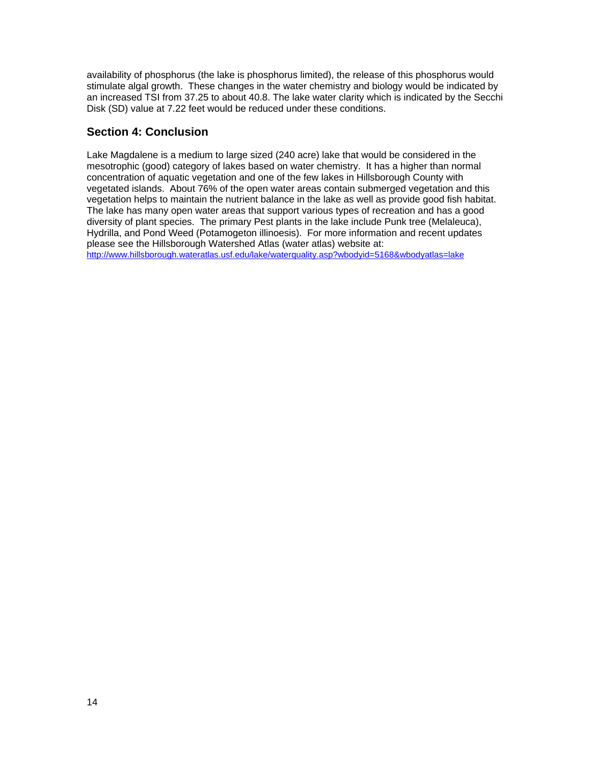availability of phosphorus (the lake is phosphorus limited), the release of this phosphorus would stimulate algal growth. These changes in the water chemistry and biology would be indicated by an increased TSI from 37.25 to about 40.8. The lake water clarity which is indicated by the Secchi Disk (SD) value at 7.22 feet would be reduced under these conditions.

## Section 4: Conclusion

Lake Magdalene is a medium to large sized (240 acre) lake that would be considered in the mesotrophic (good) category of lakes based on water chemistry. It has a higher than normal concentration of aquatic vegetation and one of the few lakes in Hillsborough County with vegetated islands. About 76% of the open water areas contain submerged vegetation and this vegetation helps to maintain the nutrient balance in the lake as well as provide good fish habitat. The lake has many open water areas that support various types of recreation and has a good diversity of plant species. The primary Pest plants in the lake include Punk tree (Melaleuca), Hydrilla, and Pond Weed (Potamogeton illinoesis). For more information and recent updates please see the Hillsborough Watershed Atlas (water atlas) website at: http://www.hillsborough.wateratlas.usf.edu/lake/waterquality.asp?wbodyid=5168&wbodyatlas=lake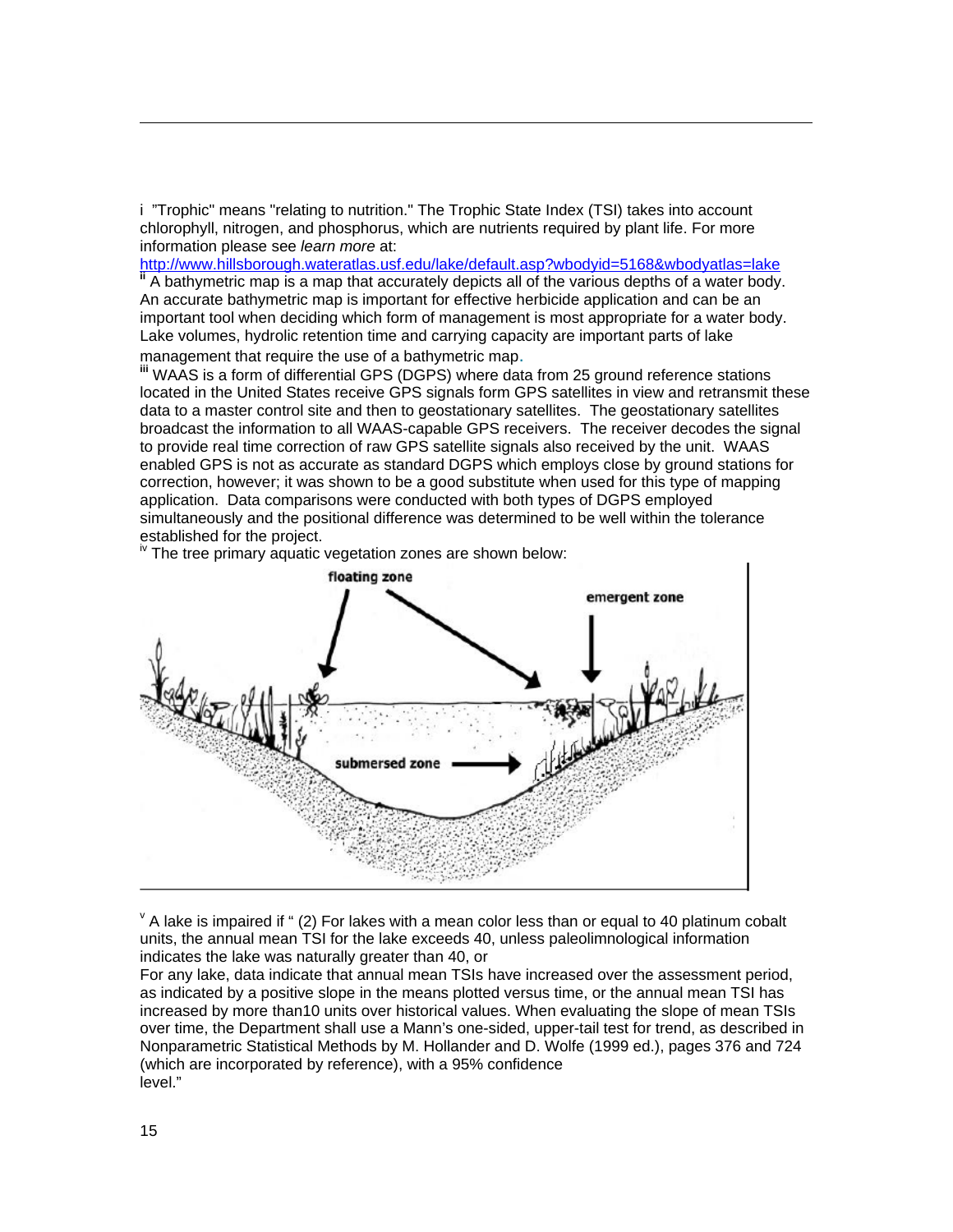i "Trophic" means "relating to nutrition." The Trophic State Index (TSI) takes into account chlorophyll, nitrogen, and phosphorus, which are nutrients required by plant life. For more information please see *learn more* at:
http://www.hillsborough.wateratlas.usf.edu/lake/default.asp?wbodyid=5168&wbodyatlas=lake

ii A bathymetric map is a map that accurately depicts all of the various depths of a water body. An accurate bathymetric map is important for effective herbicide application and can be an important tool when deciding which form of management is most appropriate for a water body. Lake volumes, hydrolic retention time and carrying capacity are important parts of lake management that require the use of a bathymetric map.

iii WAAS is a form of differential GPS (DGPS) where data from 25 ground reference stations located in the United States receive GPS signals form GPS satellites in view and retransmit these data to a master control site and then to geostationary satellites. The geostationary satellites broadcast the information to all WAAS-capable GPS receivers. The receiver decodes the signal to provide real time correction of raw GPS satellite signals also received by the unit. WAAS enabled GPS is not as accurate as standard DGPS which employs close by ground stations for correction, however; it was shown to be a good substitute when used for this type of mapping application. Data comparisons were conducted with both types of DGPS employed simultaneously and the positional difference was determined to be well within the tolerance established for the project.

iv The tree primary aquatic vegetation zones are shown below:

floating zone

emergent zone

submersed zone

v A lake is impaired if " (2) For lakes with a mean color less than or equal to 40 platinum cobalt units, the annual mean TSI for the lake exceeds 40, unless paleolimnological information indicates the lake was naturally greater than 40, or
For any lake, data indicate that annual mean TSIs have increased over the assessment period, as indicated by a positive slope in the means plotted versus time, or the annual mean TSI has increased by more than10 units over historical values. When evaluating the slope of mean TSIs over time, the Department shall use a Mann's one-sided, upper-tail test for trend, as described in Nonparametric Statistical Methods by M. Hollander and D. Wolfe (1999 ed.), pages 376 and 724 (which are incorporated by reference), with a 95% confidence level."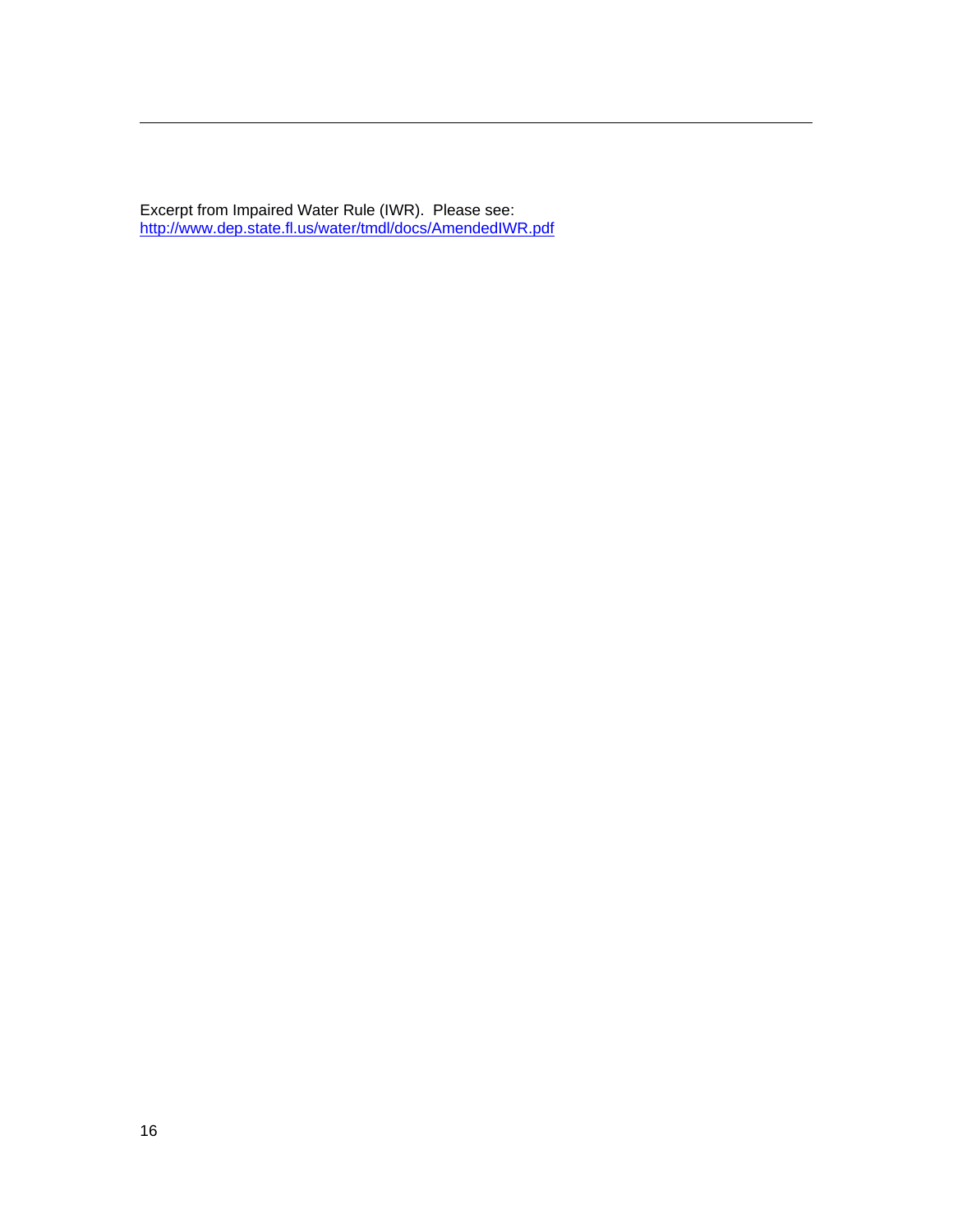Excerpt from Impaired Water Rule (IWR). Please see: http://www.dep.state.fl.us/water/tmdl/docs/AmendedIWR.pdf